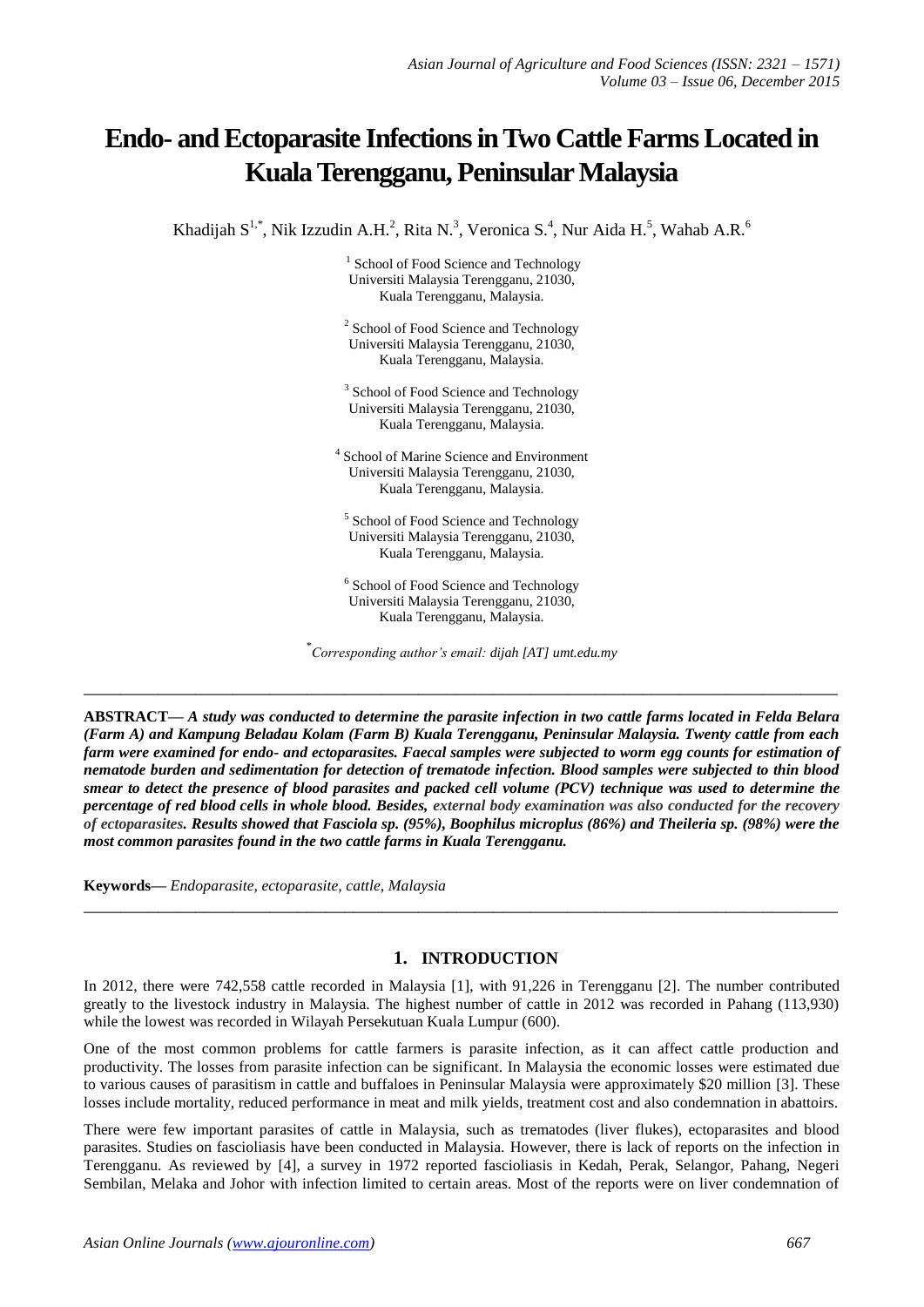# Endo- and Ectoparasite Infections in Two Cattle Farms Located in Kuala Terengganu, Peninsular Malaysia

Khadijah S[1,*], Nik Izzudin A.H.[2], Rita N.[3], Veronica S.[4], Nur Aida H.[5], Wahab A.R.[6]

[1] School of Food Science and Technology
Universiti Malaysia Terengganu, 21030,
Kuala Terengganu, Malaysia.

[2] School of Food Science and Technology
Universiti Malaysia Terengganu, 21030,
Kuala Terengganu, Malaysia.

[3] School of Food Science and Technology
Universiti Malaysia Terengganu, 21030,
Kuala Terengganu, Malaysia.

[4] School of Marine Science and Environment
Universiti Malaysia Terengganu, 21030,
Kuala Terengganu, Malaysia.

[5] School of Food Science and Technology
Universiti Malaysia Terengganu, 21030,
Kuala Terengganu, Malaysia.

[6] School of Food Science and Technology
Universiti Malaysia Terengganu, 21030,
Kuala Terengganu, Malaysia.

[*] *Corresponding author's email: dijah [AT] umt.edu.my*

---

**ABSTRACT—** ***A study was conducted to determine the parasite infection in two cattle farms located in Felda Belara (Farm A) and Kampung Beladau Kolam (Farm B) Kuala Terengganu, Peninsular Malaysia. Twenty cattle from each farm were examined for endo- and ectoparasites. Faecal samples were subjected to worm egg counts for estimation of nematode burden and sedimentation for detection of trematode infection. Blood samples were subjected to thin blood smear to detect the presence of blood parasites and packed cell volume (PCV) technique was used to determine the percentage of red blood cells in whole blood. Besides, external body examination was also conducted for the recovery of ectoparasites. Results showed that Fasciola sp. (95%), Boophilus microplus (86%) and Theileria sp. (98%) were the most common parasites found in the two cattle farms in Kuala Terengganu.***

**Keywords—** *Endoparasite, ectoparasite, cattle, Malaysia*

---

## 1. INTRODUCTION

In 2012, there were 742,558 cattle recorded in Malaysia [1], with 91,226 in Terengganu [2]. The number contributed greatly to the livestock industry in Malaysia. The highest number of cattle in 2012 was recorded in Pahang (113,930) while the lowest was recorded in Wilayah Persekutuan Kuala Lumpur (600).

One of the most common problems for cattle farmers is parasite infection, as it can affect cattle production and productivity. The losses from parasite infection can be significant. In Malaysia the economic losses were estimated due to various causes of parasitism in cattle and buffaloes in Peninsular Malaysia were approximately $20 million [3]. These losses include mortality, reduced performance in meat and milk yields, treatment cost and also condemnation in abattoirs.

There were few important parasites of cattle in Malaysia, such as trematodes (liver flukes), ectoparasites and blood parasites. Studies on fascioliasis have been conducted in Malaysia. However, there is lack of reports on the infection in Terengganu. As reviewed by [4], a survey in 1972 reported fascioliasis in Kedah, Perak, Selangor, Pahang, Negeri Sembilan, Melaka and Johor with infection limited to certain areas. Most of the reports were on liver condemnation of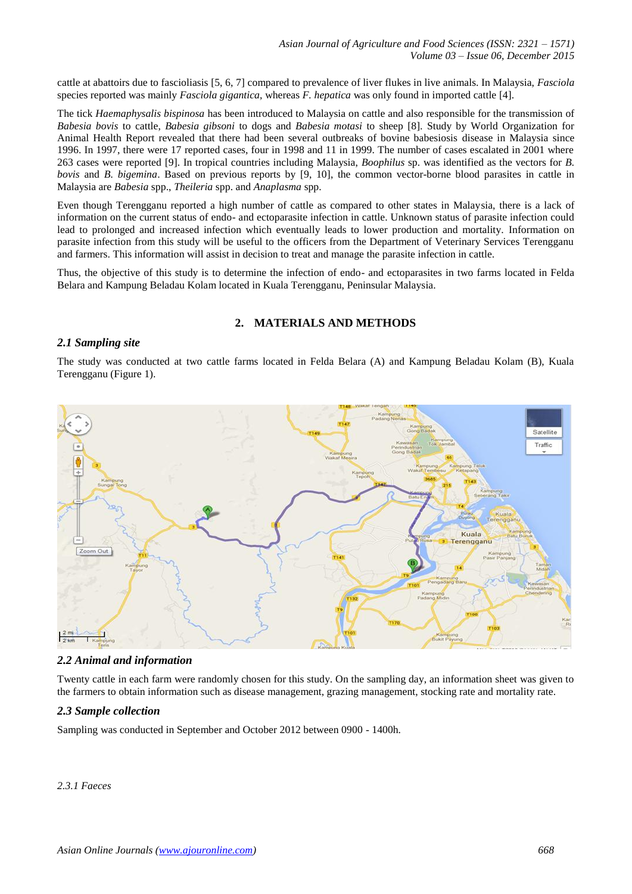cattle at abattoirs due to fascioliasis [5, 6, 7] compared to prevalence of liver flukes in live animals. In Malaysia, *Fasciola* species reported was mainly *Fasciola gigantica,* whereas *F. hepatica* was only found in imported cattle [4].

The tick *Haemaphysalis bispinosa* has been introduced to Malaysia on cattle and also responsible for the transmission of *Babesia bovis* to cattle, *Babesia gibsoni* to dogs and *Babesia motasi* to sheep [8]. Study by World Organization for Animal Health Report revealed that there had been several outbreaks of bovine babesiosis disease in Malaysia since 1996. In 1997, there were 17 reported cases, four in 1998 and 11 in 1999. The number of cases escalated in 2001 where 263 cases were reported [9]. In tropical countries including Malaysia, *Boophilus* sp. was identified as the vectors for *B. bovis* and *B. bigemina*. Based on previous reports by [9, 10], the common vector-borne blood parasites in cattle in Malaysia are *Babesia* spp., *Theileria* spp. and *Anaplasma* spp.

Even though Terengganu reported a high number of cattle as compared to other states in Malaysia, there is a lack of information on the current status of endo- and ectoparasite infection in cattle. Unknown status of parasite infection could lead to prolonged and increased infection which eventually leads to lower production and mortality. Information on parasite infection from this study will be useful to the officers from the Department of Veterinary Services Terengganu and farmers. This information will assist in decision to treat and manage the parasite infection in cattle.

Thus, the objective of this study is to determine the infection of endo- and ectoparasites in two farms located in Felda Belara and Kampung Beladau Kolam located in Kuala Terengganu, Peninsular Malaysia.

## 2. MATERIALS AND METHODS

### *2.1 Sampling site*

The study was conducted at two cattle farms located in Felda Belara (A) and Kampung Beladau Kolam (B), Kuala Terengganu (Figure 1).

### *2.2 Animal and information*

Twenty cattle in each farm were randomly chosen for this study. On the sampling day, an information sheet was given to the farmers to obtain information such as disease management, grazing management, stocking rate and mortality rate.

### *2.3 Sample collection*

Sampling was conducted in September and October 2012 between 0900 - 1400h.

*2.3.1 Faeces*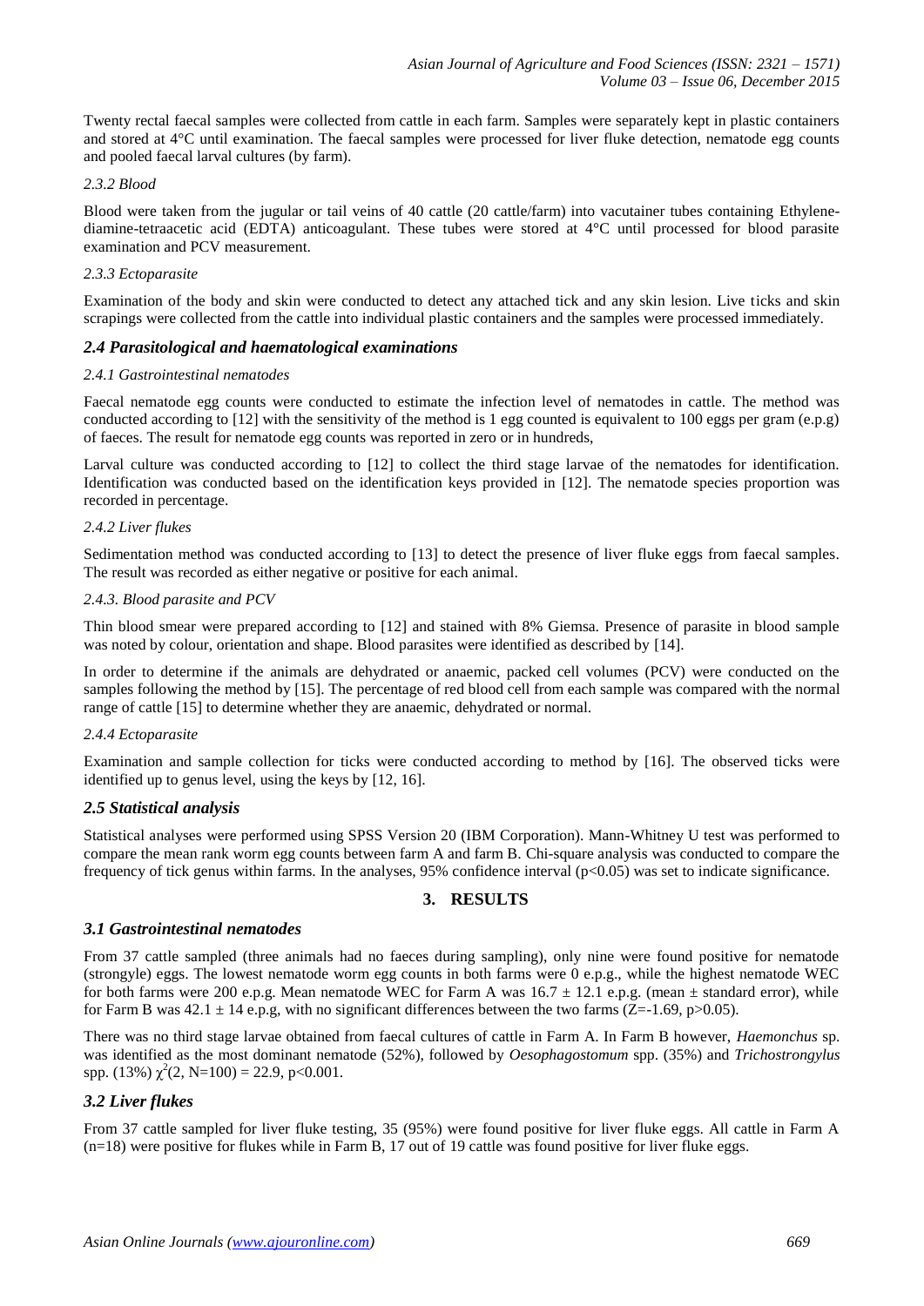Twenty rectal faecal samples were collected from cattle in each farm. Samples were separately kept in plastic containers and stored at 4°C until examination. The faecal samples were processed for liver fluke detection, nematode egg counts and pooled faecal larval cultures (by farm).

#### *2.3.2 Blood*

Blood were taken from the jugular or tail veins of 40 cattle (20 cattle/farm) into vacutainer tubes containing Ethylene-diamine-tetraacetic acid (EDTA) anticoagulant. These tubes were stored at 4°C until processed for blood parasite examination and PCV measurement.

#### *2.3.3 Ectoparasite*

Examination of the body and skin were conducted to detect any attached tick and any skin lesion. Live ticks and skin scrapings were collected from the cattle into individual plastic containers and the samples were processed immediately.

### *2.4 Parasitological and haematological examinations*

#### *2.4.1 Gastrointestinal nematodes*

Faecal nematode egg counts were conducted to estimate the infection level of nematodes in cattle. The method was conducted according to [12] with the sensitivity of the method is 1 egg counted is equivalent to 100 eggs per gram (e.p.g) of faeces. The result for nematode egg counts was reported in zero or in hundreds,

Larval culture was conducted according to [12] to collect the third stage larvae of the nematodes for identification. Identification was conducted based on the identification keys provided in [12]. The nematode species proportion was recorded in percentage.

#### *2.4.2 Liver flukes*

Sedimentation method was conducted according to [13] to detect the presence of liver fluke eggs from faecal samples. The result was recorded as either negative or positive for each animal.

#### *2.4.3. Blood parasite and PCV*

Thin blood smear were prepared according to [12] and stained with 8% Giemsa. Presence of parasite in blood sample was noted by colour, orientation and shape. Blood parasites were identified as described by [14].

In order to determine if the animals are dehydrated or anaemic, packed cell volumes (PCV) were conducted on the samples following the method by [15]. The percentage of red blood cell from each sample was compared with the normal range of cattle [15] to determine whether they are anaemic, dehydrated or normal.

#### *2.4.4 Ectoparasite*

Examination and sample collection for ticks were conducted according to method by [16]. The observed ticks were identified up to genus level, using the keys by [12, 16].

### *2.5 Statistical analysis*

Statistical analyses were performed using SPSS Version 20 (IBM Corporation). Mann-Whitney U test was performed to compare the mean rank worm egg counts between farm A and farm B. Chi-square analysis was conducted to compare the frequency of tick genus within farms. In the analyses, 95% confidence interval ($p<0.05$) was set to indicate significance.

## 3. RESULTS

### *3.1 Gastrointestinal nematodes*

From 37 cattle sampled (three animals had no faeces during sampling), only nine were found positive for nematode (strongyle) eggs. The lowest nematode worm egg counts in both farms were 0 e.p.g., while the highest nematode WEC for both farms were 200 e.p.g. Mean nematode WEC for Farm A was $16.7 \pm 12.1$ e.p.g. (mean ± standard error), while for Farm B was $42.1 \pm 14$ e.p.g, with no significant differences between the two farms ($Z=-1.69$, $p>0.05$).

There was no third stage larvae obtained from faecal cultures of cattle in Farm A. In Farm B however, *Haemonchus* sp. was identified as the most dominant nematode (52%), followed by *Oesophagostomum* spp. (35%) and *Trichostrongylus* spp. (13%) $\chi^2(2, N=100) = 22.9$, $p<0.001$.

### *3.2 Liver flukes*

From 37 cattle sampled for liver fluke testing, 35 (95%) were found positive for liver fluke eggs. All cattle in Farm A (n=18) were positive for flukes while in Farm B, 17 out of 19 cattle was found positive for liver fluke eggs.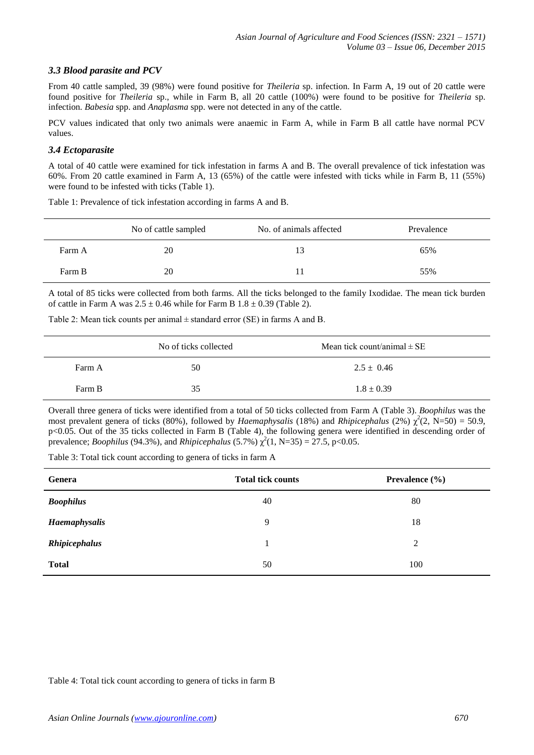### *3.3 Blood parasite and PCV*

From 40 cattle sampled, 39 (98%) were found positive for *Theileria* sp. infection. In Farm A, 19 out of 20 cattle were found positive for *Theileria* sp., while in Farm B, all 20 cattle (100%) were found to be positive for *Theileria* sp. infection. *Babesia* spp. and *Anaplasma* spp. were not detected in any of the cattle.

PCV values indicated that only two animals were anaemic in Farm A, while in Farm B all cattle have normal PCV values.

### *3.4 Ectoparasite*

A total of 40 cattle were examined for tick infestation in farms A and B. The overall prevalence of tick infestation was 60%. From 20 cattle examined in Farm A, 13 (65%) of the cattle were infested with ticks while in Farm B, 11 (55%) were found to be infested with ticks (Table 1).

Table 1: Prevalence of tick infestation according in farms A and B.

| | No of cattle sampled | No. of animals affected | Prevalence |
|---|---|---|---|
| Farm A | 20 | 13 | 65% |
| Farm B | 20 | 11 | 55% |

A total of 85 ticks were collected from both farms. All the ticks belonged to the family Ixodidae. The mean tick burden of cattle in Farm A was $2.5 \pm 0.46$ while for Farm B $1.8 \pm 0.39$ (Table 2).

Table 2: Mean tick counts per animal ± standard error (SE) in farms A and B.

| | No of ticks collected | Mean tick count/animal ± SE |
|---|---|---|
| Farm A | 50 | 2.5 ± 0.46 |
| Farm B | 35 | 1.8 ± 0.39 |

Overall three genera of ticks were identified from a total of 50 ticks collected from Farm A (Table 3). *Boophilus* was the most prevalent genera of ticks (80%), followed by *Haemaphysalis* (18%) and *Rhipicephalus* (2%) $\chi^2(2, N=50) = 50.9$, $p<0.05$. Out of the 35 ticks collected in Farm B (Table 4), the following genera were identified in descending order of prevalence; *Boophilus* (94.3%), and *Rhipicephalus* (5.7%) $\chi^2(1, N=35) = 27.5$, $p<0.05$.

Table 3: Total tick count according to genera of ticks in farm A

| **Genera** | **Total tick counts** | **Prevalence (%)** |
|---|---|---|
| ***Boophilus*** | 40 | 80 |
| ***Haemaphysalis*** | 9 | 18 |
| ***Rhipicephalus*** | 1 | 2 |
| **Total** | 50 | 100 |

Table 4: Total tick count according to genera of ticks in farm B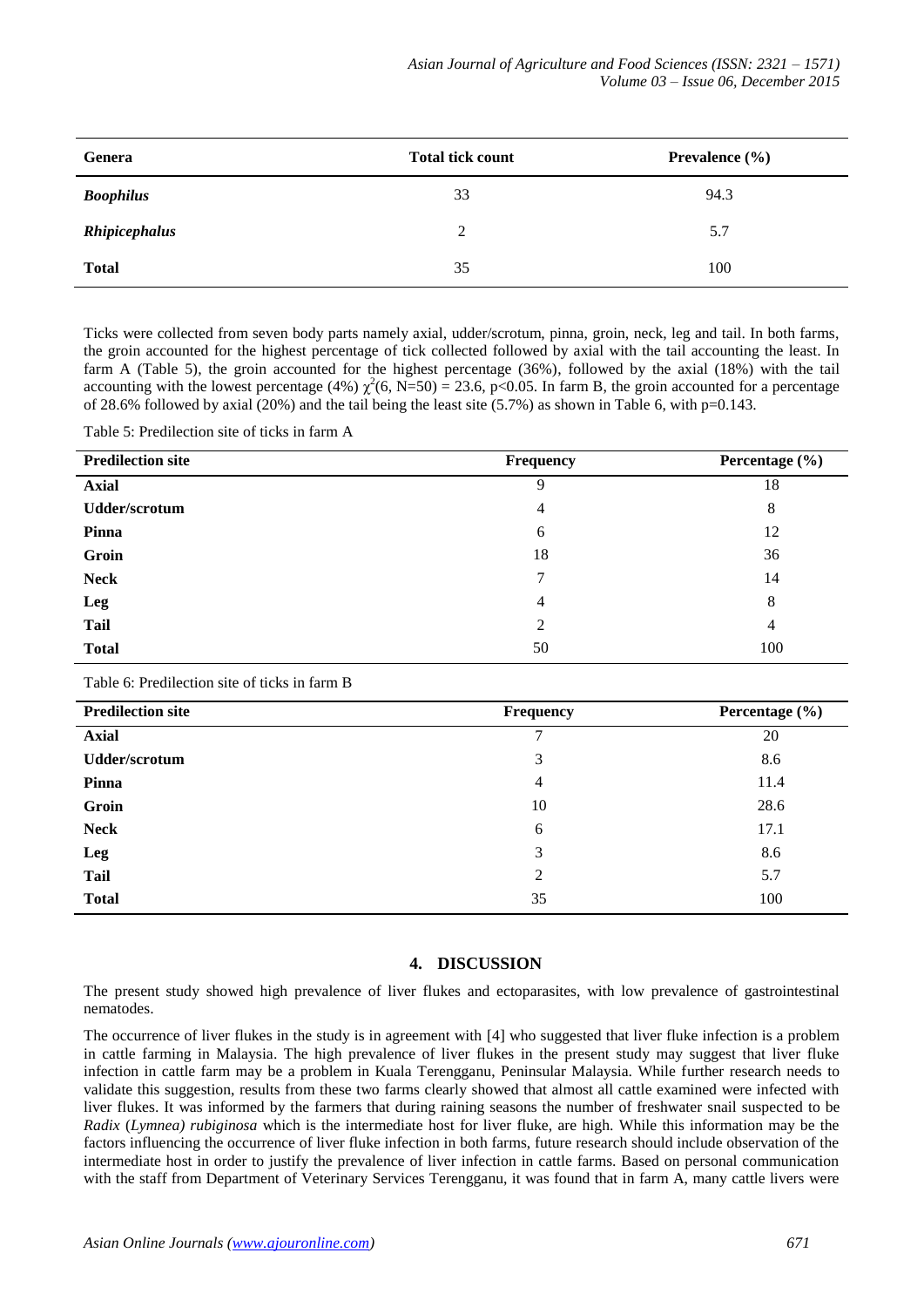| Genera | Total tick count | Prevalence (%) |
|---|---|---|
| ***Boophilus*** | 33 | 94.3 |
| ***Rhipicephalus*** | 2 | 5.7 |
| **Total** | 35 | 100 |

Ticks were collected from seven body parts namely axial, udder/scrotum, pinna, groin, neck, leg and tail. In both farms, the groin accounted for the highest percentage of tick collected followed by axial with the tail accounting the least. In farm A (Table 5), the groin accounted for the highest percentage (36%), followed by the axial (18%) with the tail accounting with the lowest percentage (4%) $\chi^2(6, N=50) = 23.6$, $p<0.05$. In farm B, the groin accounted for a percentage of 28.6% followed by axial (20%) and the tail being the least site (5.7%) as shown in Table 6, with $p=0.143$.

Table 5: Predilection site of ticks in farm A

| Predilection site | Frequency | Percentage (%) |
|---|---|---|
| **Axial** | 9 | 18 |
| **Udder/scrotum** | 4 | 8 |
| **Pinna** | 6 | 12 |
| **Groin** | 18 | 36 |
| **Neck** | 7 | 14 |
| **Leg** | 4 | 8 |
| **Tail** | 2 | 4 |
| **Total** | 50 | 100 |

Table 6: Predilection site of ticks in farm B

| Predilection site | Frequency | Percentage (%) |
|---|---|---|
| **Axial** | 7 | 20 |
| **Udder/scrotum** | 3 | 8.6 |
| **Pinna** | 4 | 11.4 |
| **Groin** | 10 | 28.6 |
| **Neck** | 6 | 17.1 |
| **Leg** | 3 | 8.6 |
| **Tail** | 2 | 5.7 |
| **Total** | 35 | 100 |

## 4. DISCUSSION

The present study showed high prevalence of liver flukes and ectoparasites, with low prevalence of gastrointestinal nematodes.

The occurrence of liver flukes in the study is in agreement with [4] who suggested that liver fluke infection is a problem in cattle farming in Malaysia. The high prevalence of liver flukes in the present study may suggest that liver fluke infection in cattle farm may be a problem in Kuala Terengganu, Peninsular Malaysia. While further research needs to validate this suggestion, results from these two farms clearly showed that almost all cattle examined were infected with liver flukes. It was informed by the farmers that during raining seasons the number of freshwater snail suspected to be *Radix* (*Lymnea) rubiginosa* which is the intermediate host for liver fluke, are high. While this information may be the factors influencing the occurrence of liver fluke infection in both farms, future research should include observation of the intermediate host in order to justify the prevalence of liver infection in cattle farms. Based on personal communication with the staff from Department of Veterinary Services Terengganu, it was found that in farm A, many cattle livers were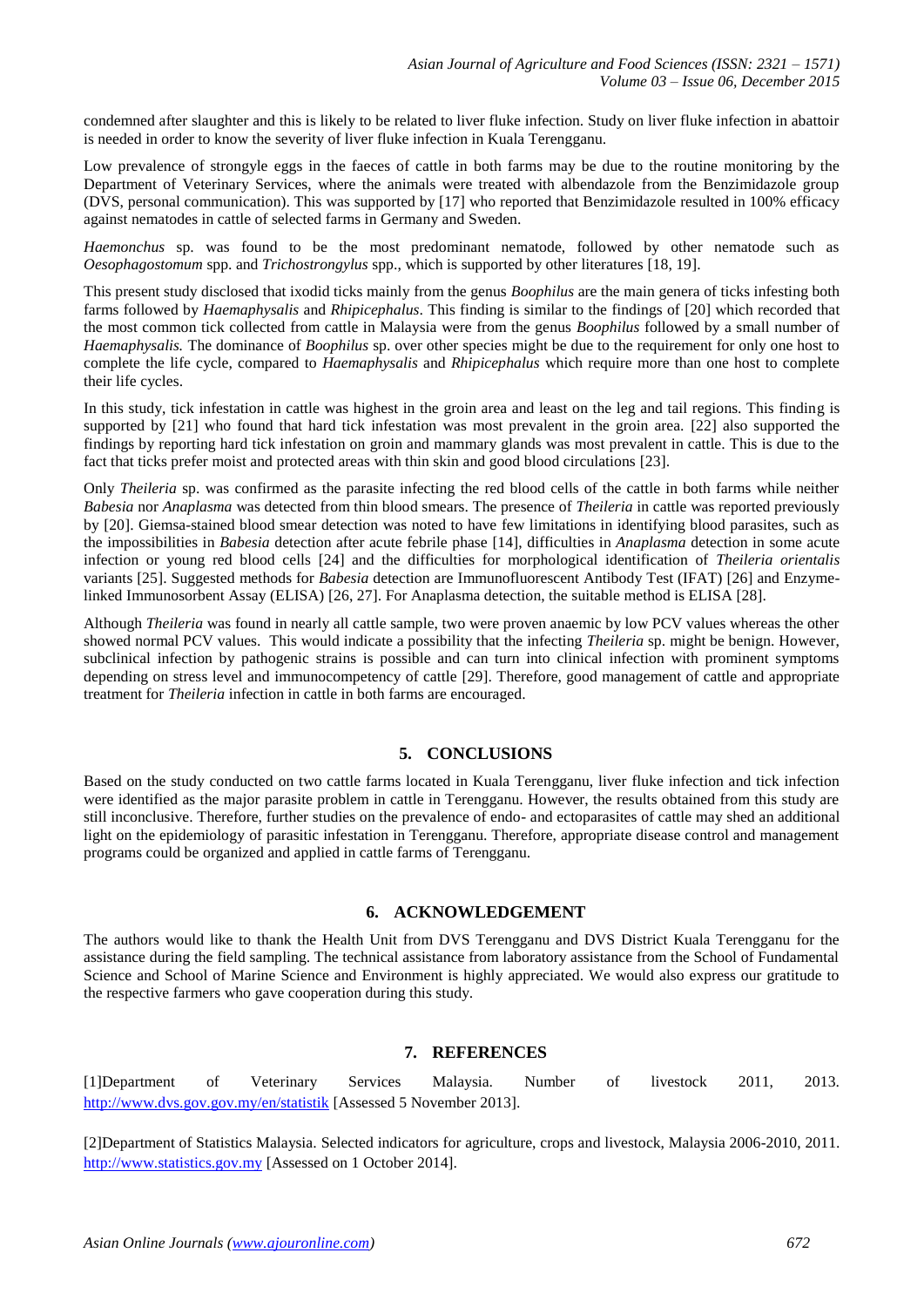condemned after slaughter and this is likely to be related to liver fluke infection. Study on liver fluke infection in abattoir is needed in order to know the severity of liver fluke infection in Kuala Terengganu.

Low prevalence of strongyle eggs in the faeces of cattle in both farms may be due to the routine monitoring by the Department of Veterinary Services, where the animals were treated with albendazole from the Benzimidazole group (DVS, personal communication). This was supported by [17] who reported that Benzimidazole resulted in 100% efficacy against nematodes in cattle of selected farms in Germany and Sweden.

*Haemonchus* sp. was found to be the most predominant nematode, followed by other nematode such as *Oesophagostomum* spp. and *Trichostrongylus* spp., which is supported by other literatures [18, 19].

This present study disclosed that ixodid ticks mainly from the genus *Boophilus* are the main genera of ticks infesting both farms followed by *Haemaphysalis* and *Rhipicephalus*. This finding is similar to the findings of [20] which recorded that the most common tick collected from cattle in Malaysia were from the genus *Boophilus* followed by a small number of *Haemaphysalis.* The dominance of *Boophilus* sp. over other species might be due to the requirement for only one host to complete the life cycle, compared to *Haemaphysalis* and *Rhipicephalus* which require more than one host to complete their life cycles.

In this study, tick infestation in cattle was highest in the groin area and least on the leg and tail regions. This finding is supported by [21] who found that hard tick infestation was most prevalent in the groin area. [22] also supported the findings by reporting hard tick infestation on groin and mammary glands was most prevalent in cattle. This is due to the fact that ticks prefer moist and protected areas with thin skin and good blood circulations [23].

Only *Theileria* sp. was confirmed as the parasite infecting the red blood cells of the cattle in both farms while neither *Babesia* nor *Anaplasma* was detected from thin blood smears. The presence of *Theileria* in cattle was reported previously by [20]. Giemsa-stained blood smear detection was noted to have few limitations in identifying blood parasites, such as the impossibilities in *Babesia* detection after acute febrile phase [14], difficulties in *Anaplasma* detection in some acute infection or young red blood cells [24] and the difficulties for morphological identification of *Theileria orientalis* variants [25]. Suggested methods for *Babesia* detection are Immunofluorescent Antibody Test (IFAT) [26] and Enzyme-linked Immunosorbent Assay (ELISA) [26, 27]. For Anaplasma detection, the suitable method is ELISA [28].

Although *Theileria* was found in nearly all cattle sample, two were proven anaemic by low PCV values whereas the other showed normal PCV values. This would indicate a possibility that the infecting *Theileria* sp. might be benign. However, subclinical infection by pathogenic strains is possible and can turn into clinical infection with prominent symptoms depending on stress level and immunocompetency of cattle [29]. Therefore, good management of cattle and appropriate treatment for *Theileria* infection in cattle in both farms are encouraged.

## 5. CONCLUSIONS

Based on the study conducted on two cattle farms located in Kuala Terengganu, liver fluke infection and tick infection were identified as the major parasite problem in cattle in Terengganu. However, the results obtained from this study are still inconclusive. Therefore, further studies on the prevalence of endo- and ectoparasites of cattle may shed an additional light on the epidemiology of parasitic infestation in Terengganu. Therefore, appropriate disease control and management programs could be organized and applied in cattle farms of Terengganu.

## 6. ACKNOWLEDGEMENT

The authors would like to thank the Health Unit from DVS Terengganu and DVS District Kuala Terengganu for the assistance during the field sampling. The technical assistance from laboratory assistance from the School of Fundamental Science and School of Marine Science and Environment is highly appreciated. We would also express our gratitude to the respective farmers who gave cooperation during this study.

## 7. REFERENCES

[1]Department of Veterinary Services Malaysia. Number of livestock 2011, 2013. http://www.dvs.gov.gov.my/en/statistik [Assessed 5 November 2013].

[2]Department of Statistics Malaysia. Selected indicators for agriculture, crops and livestock, Malaysia 2006-2010, 2011. http://www.statistics.gov.my [Assessed on 1 October 2014].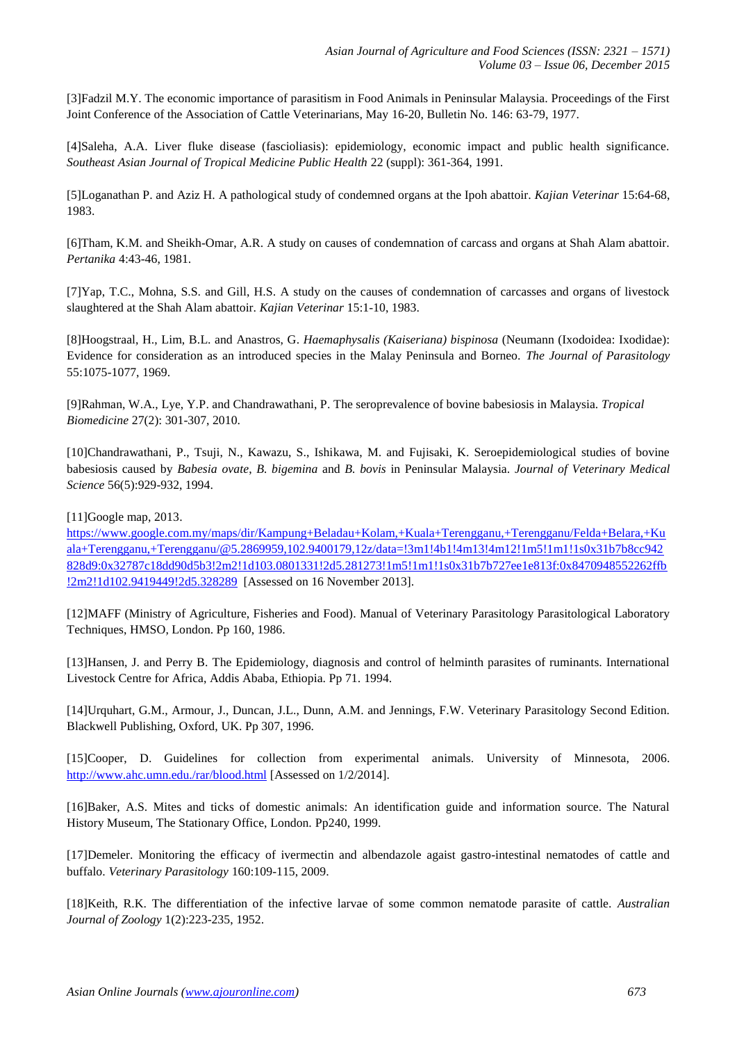[3]Fadzil M.Y. The economic importance of parasitism in Food Animals in Peninsular Malaysia. Proceedings of the First Joint Conference of the Association of Cattle Veterinarians, May 16-20, Bulletin No. 146: 63-79, 1977.

[4]Saleha, A.A. Liver fluke disease (fascioliasis): epidemiology, economic impact and public health significance. *Southeast Asian Journal of Tropical Medicine Public Health* 22 (suppl): 361-364, 1991.

[5]Loganathan P. and Aziz H. A pathological study of condemned organs at the Ipoh abattoir. *Kajian Veterinar* 15:64-68, 1983.

[6]Tham, K.M. and Sheikh-Omar, A.R. A study on causes of condemnation of carcass and organs at Shah Alam abattoir. *Pertanika* 4:43-46, 1981.

[7]Yap, T.C., Mohna, S.S. and Gill, H.S. A study on the causes of condemnation of carcasses and organs of livestock slaughtered at the Shah Alam abattoir. *Kajian Veterinar* 15:1-10, 1983.

[8]Hoogstraal, H., Lim, B.L. and Anastros, G. *Haemaphysalis (Kaiseriana) bispinosa* (Neumann (Ixodoidea: Ixodidae): Evidence for consideration as an introduced species in the Malay Peninsula and Borneo. *The Journal of Parasitology* 55:1075-1077, 1969.

[9]Rahman, W.A., Lye, Y.P. and Chandrawathani, P. The seroprevalence of bovine babesiosis in Malaysia. *Tropical Biomedicine* 27(2): 301-307, 2010.

[10]Chandrawathani, P., Tsuji, N., Kawazu, S., Ishikawa, M. and Fujisaki, K. Seroepidemiological studies of bovine babesiosis caused by *Babesia ovate*, *B. bigemina* and *B. bovis* in Peninsular Malaysia. *Journal of Veterinary Medical Science* 56(5):929-932, 1994.

[11]Google map, 2013. https://www.google.com.my/maps/dir/Kampung+Beladau+Kolam,+Kuala+Terengganu,+Terengganu/Felda+Belara,+Kuala+Terengganu,+Terengganu/@5.2869959,102.9400179,12z/data=!3m1!4b1!4m13!4m12!1m5!1m1!1s0x31b7b8cc942828d9:0x32787c18dd90d5b3!2m2!1d103.0801331!2d5.281273!1m5!1m1!1s0x31b7b727ee1e813f:0x8470948552262ffb!2m2!1d102.9419449!2d5.328289 [Assessed on 16 November 2013].

[12]MAFF (Ministry of Agriculture, Fisheries and Food). Manual of Veterinary Parasitology Parasitological Laboratory Techniques, HMSO, London. Pp 160, 1986.

[13]Hansen, J. and Perry B. The Epidemiology, diagnosis and control of helminth parasites of ruminants. International Livestock Centre for Africa, Addis Ababa, Ethiopia. Pp 71. 1994.

[14]Urquhart, G.M., Armour, J., Duncan, J.L., Dunn, A.M. and Jennings, F.W. Veterinary Parasitology Second Edition. Blackwell Publishing, Oxford, UK. Pp 307, 1996.

[15]Cooper, D. Guidelines for collection from experimental animals. University of Minnesota, 2006. http://www.ahc.umn.edu./rar/blood.html [Assessed on 1/2/2014].

[16]Baker, A.S. Mites and ticks of domestic animals: An identification guide and information source. The Natural History Museum, The Stationary Office, London. Pp240, 1999.

[17]Demeler. Monitoring the efficacy of ivermectin and albendazole agaist gastro-intestinal nematodes of cattle and buffalo. *Veterinary Parasitology* 160:109-115, 2009.

[18]Keith, R.K. The differentiation of the infective larvae of some common nematode parasite of cattle. *Australian Journal of Zoology* 1(2):223-235, 1952.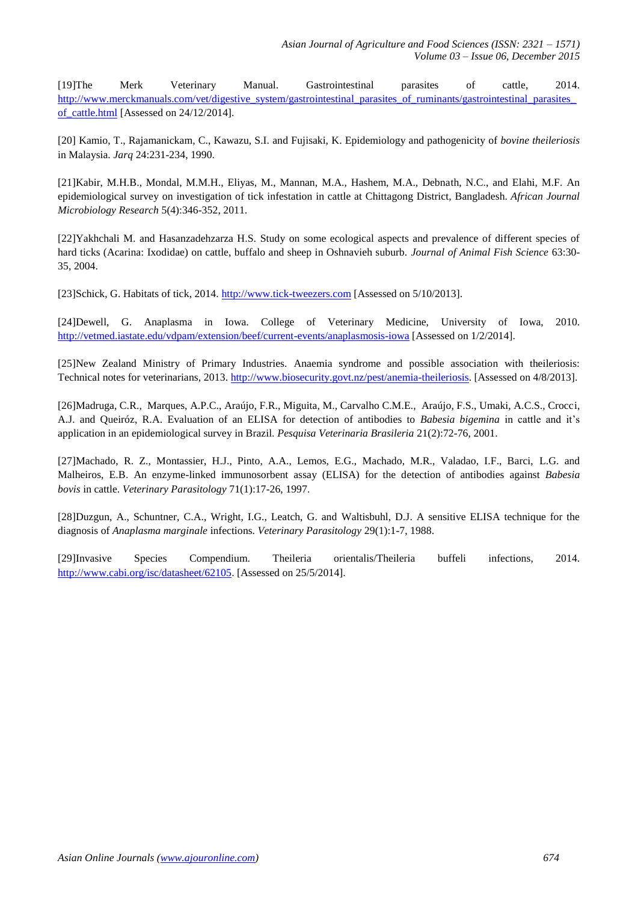[19]The Merk Veterinary Manual. Gastrointestinal parasites of cattle, 2014. http://www.merckmanuals.com/vet/digestive_system/gastrointestinal_parasites_of_ruminants/gastrointestinal_parasites_of_cattle.html [Assessed on 24/12/2014].

[20] Kamio, T., Rajamanickam, C., Kawazu, S.I. and Fujisaki, K. Epidemiology and pathogenicity of *bovine theileriosis* in Malaysia. *Jarq* 24:231-234, 1990.

[21]Kabir, M.H.B., Mondal, M.M.H., Eliyas, M., Mannan, M.A., Hashem, M.A., Debnath, N.C., and Elahi, M.F. An epidemiological survey on investigation of tick infestation in cattle at Chittagong District, Bangladesh. *African Journal Microbiology Research* 5(4):346-352, 2011.

[22]Yakhchali M. and Hasanzadehzarza H.S. Study on some ecological aspects and prevalence of different species of hard ticks (Acarina: Ixodidae) on cattle, buffalo and sheep in Oshnavieh suburb. *Journal of Animal Fish Science* 63:30-35, 2004.

[23]Schick, G. Habitats of tick, 2014. http://www.tick-tweezers.com [Assessed on 5/10/2013].

[24]Dewell, G. Anaplasma in Iowa. College of Veterinary Medicine, University of Iowa, 2010. http://vetmed.iastate.edu/vdpam/extension/beef/current-events/anaplasmosis-iowa [Assessed on 1/2/2014].

[25]New Zealand Ministry of Primary Industries. Anaemia syndrome and possible association with theileriosis: Technical notes for veterinarians, 2013. http://www.biosecurity.govt.nz/pest/anemia-theileriosis. [Assessed on 4/8/2013].

[26]Madruga, C.R., Marques, A.P.C., Araújo, F.R., Miguita, M., Carvalho C.M.E., Araújo, F.S., Umaki, A.C.S., Crocci, A.J. and Queiróz, R.A. Evaluation of an ELISA for detection of antibodies to *Babesia bigemina* in cattle and it's application in an epidemiological survey in Brazil. *Pesquisa Veterinaria Brasileria* 21(2):72-76, 2001.

[27]Machado, R. Z., Montassier, H.J., Pinto, A.A., Lemos, E.G., Machado, M.R., Valadao, I.F., Barci, L.G. and Malheiros, E.B. An enzyme-linked immunosorbent assay (ELISA) for the detection of antibodies against *Babesia bovis* in cattle. *Veterinary Parasitology* 71(1):17-26, 1997.

[28]Duzgun, A., Schuntner, C.A., Wright, I.G., Leatch, G. and Waltisbuhl, D.J. A sensitive ELISA technique for the diagnosis of *Anaplasma marginale* infections. *Veterinary Parasitology* 29(1):1-7, 1988.

[29]Invasive Species Compendium. Theileria orientalis/Theileria buffeli infections, 2014. http://www.cabi.org/isc/datasheet/62105. [Assessed on 25/5/2014].